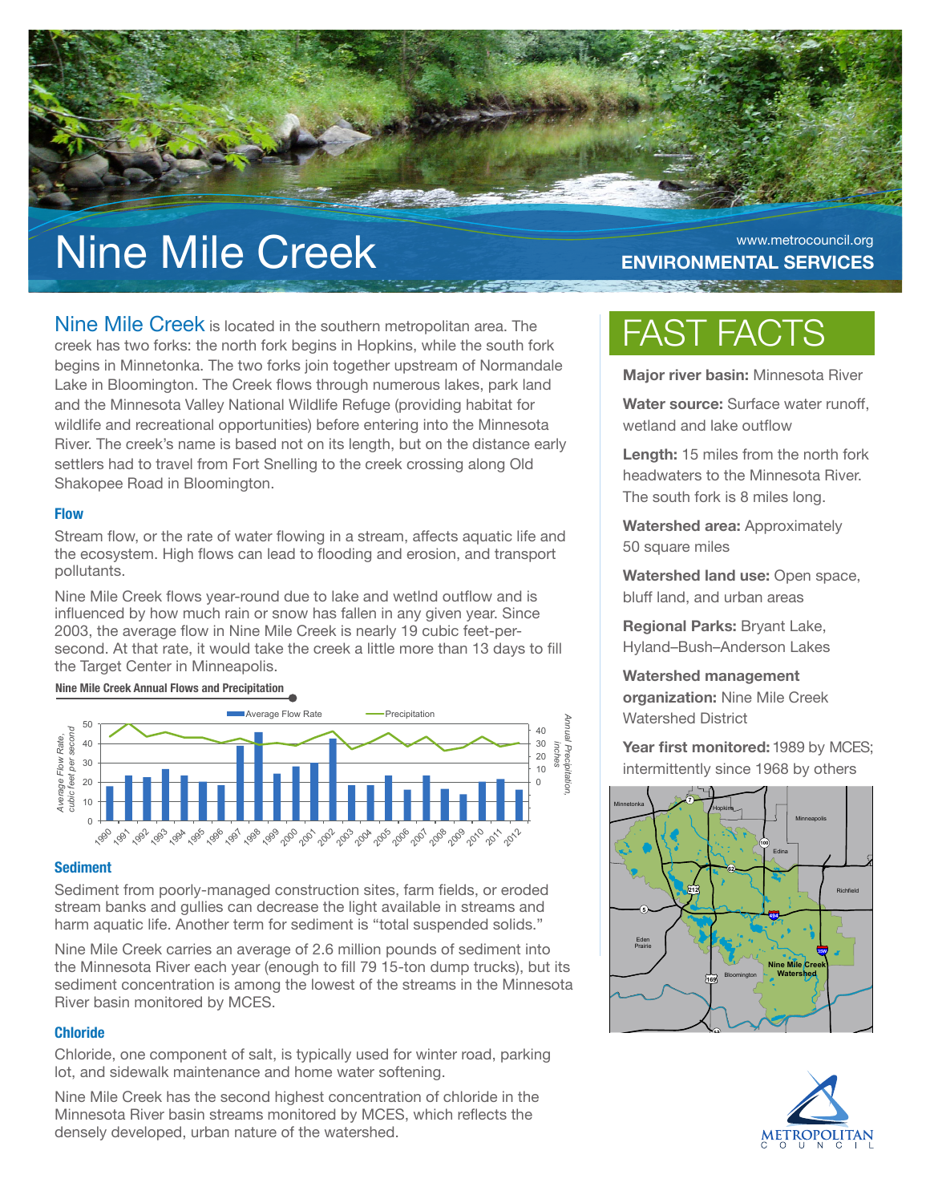# Nine Mile Creek

www.metrocouncil.org
**ENVIRONMENTAL SERVICES**

Nine Mile Creek is located in the southern metropolitan area. The creek has two forks: the north fork begins in Hopkins, while the south fork begins in Minnetonka. The two forks join together upstream of Normandale Lake in Bloomington. The Creek flows through numerous lakes, park land and the Minnesota Valley National Wildlife Refuge (providing habitat for wildlife and recreational opportunities) before entering into the Minnesota River. The creek's name is based not on its length, but on the distance early settlers had to travel from Fort Snelling to the creek crossing along Old Shakopee Road in Bloomington.

### Flow

Stream flow, or the rate of water flowing in a stream, affects aquatic life and the ecosystem. High flows can lead to flooding and erosion, and transport pollutants.

Nine Mile Creek flows year-round due to lake and wetlnd outflow and is influenced by how much rain or snow has fallen in any given year. Since 2003, the average flow in Nine Mile Creek is nearly 19 cubic feet-per-second. At that rate, it would take the creek a little more than 13 days to fill the Target Center in Minneapolis.

**Nine Mile Creek Annual Flows and Precipitation**

### Sediment

Sediment from poorly-managed construction sites, farm fields, or eroded stream banks and gullies can decrease the light available in streams and harm aquatic life. Another term for sediment is "total suspended solids."

Nine Mile Creek carries an average of 2.6 million pounds of sediment into the Minnesota River each year (enough to fill 79 15-ton dump trucks), but its sediment concentration is among the lowest of the streams in the Minnesota River basin monitored by MCES.

### Chloride

Chloride, one component of salt, is typically used for winter road, parking lot, and sidewalk maintenance and home water softening.

Nine Mile Creek has the second highest concentration of chloride in the Minnesota River basin streams monitored by MCES, which reflects the densely developed, urban nature of the watershed.

## FAST FACTS

**Major river basin:** Minnesota River

**Water source:** Surface water runoff, wetland and lake outflow

**Length:** 15 miles from the north fork headwaters to the Minnesota River. The south fork is 8 miles long.

**Watershed area:** Approximately 50 square miles

**Watershed land use:** Open space, bluff land, and urban areas

**Regional Parks:** Bryant Lake, Hyland–Bush–Anderson Lakes

**Watershed management organization:** Nine Mile Creek Watershed District

**Year first monitored:** 1989 by MCES; intermittently since 1968 by others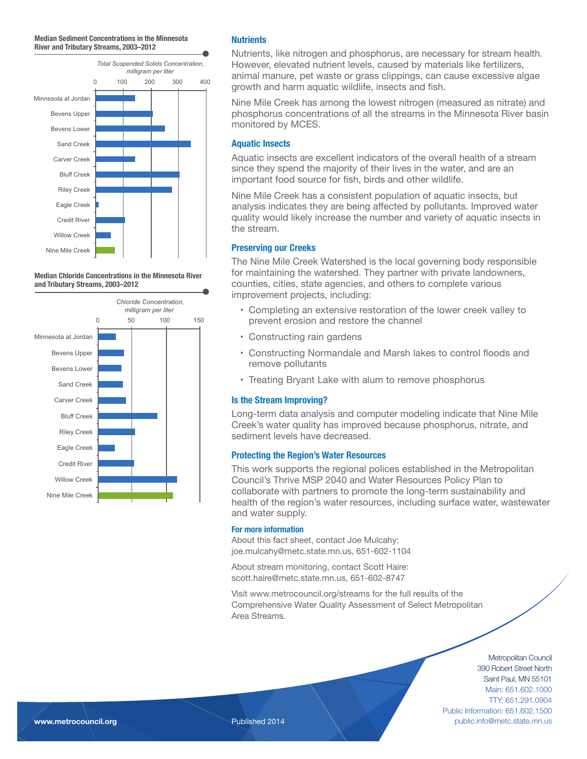**Median Sediment Concentrations in the Minnesota River and Tributary Streams, 2003–2012**

*Total Suspended Solids Concentration, milligram per liter*

0 100 200 300 400

Minnesota at Jordan
Bevens Upper
Bevens Lower
Sand Creek
Carver Creek
Bluff Creek
Riley Creek
Eagle Creek
Credit River
Willow Creek
Nine Mile Creek

**Median Chloride Concentrations in the Minnesota River and Tributary Streams, 2003–2012**

*Chloride Concentration, milligram per liter*

0 50 100 150

Minnesota at Jordan
Bevens Upper
Bevens Lower
Sand Creek
Carver Creek
Bluff Creek
Riley Creek
Eagle Creek
Credit River
Willow Creek
Nine Mile Creek

### Nutrients

Nutrients, like nitrogen and phosphorus, are necessary for stream health. However, elevated nutrient levels, caused by materials like fertilizers, animal manure, pet waste or grass clippings, can cause excessive algae growth and harm aquatic wildlife, insects and fish.

Nine Mile Creek has among the lowest nitrogen (measured as nitrate) and phosphorus concentrations of all the streams in the Minnesota River basin monitored by MCES.

### Aquatic Insects

Aquatic insects are excellent indicators of the overall health of a stream since they spend the majority of their lives in the water, and are an important food source for fish, birds and other wildlife.

Nine Mile Creek has a consistent population of aquatic insects, but analysis indicates they are being affected by pollutants. Improved water quality would likely increase the number and variety of aquatic insects in the stream.

### Preserving our Creeks

The Nine Mile Creek Watershed is the local governing body responsible for maintaining the watershed. They partner with private landowners, counties, cities, state agencies, and others to complete various improvement projects, including:

- Completing an extensive restoration of the lower creek valley to prevent erosion and restore the channel
- Constructing rain gardens
- Constructing Normandale and Marsh lakes to control floods and remove pollutants
- Treating Bryant Lake with alum to remove phosphorus

### Is the Stream Improving?

Long-term data analysis and computer modeling indicate that Nine Mile Creek's water quality has improved because phosphorus, nitrate, and sediment levels have decreased.

### Protecting the Region's Water Resources

This work supports the regional polices established in the Metropolitan Council's Thrive MSP 2040 and Water Resources Policy Plan to collaborate with partners to promote the long-term sustainability and health of the region's water resources, including surface water, wastewater and water supply.

#### For more information

About this fact sheet, contact Joe Mulcahy:
joe.mulcahy@metc.state.mn.us, 651-602-1104

About stream monitoring, contact Scott Haire:
scott.haire@metc.state.mn.us, 651-602-8747

Visit www.metrocouncil.org/streams for the full results of the Comprehensive Water Quality Assessment of Select Metropolitan Area Streams.

Metropolitan Council
390 Robert Street North
Saint Paul, MN 55101
Main: 651.602.1000
TTY: 651.291.0904
Public Information: 651.602.1500
public.info@metc.state.mn.us

www.metrocouncil.org

Published 2014